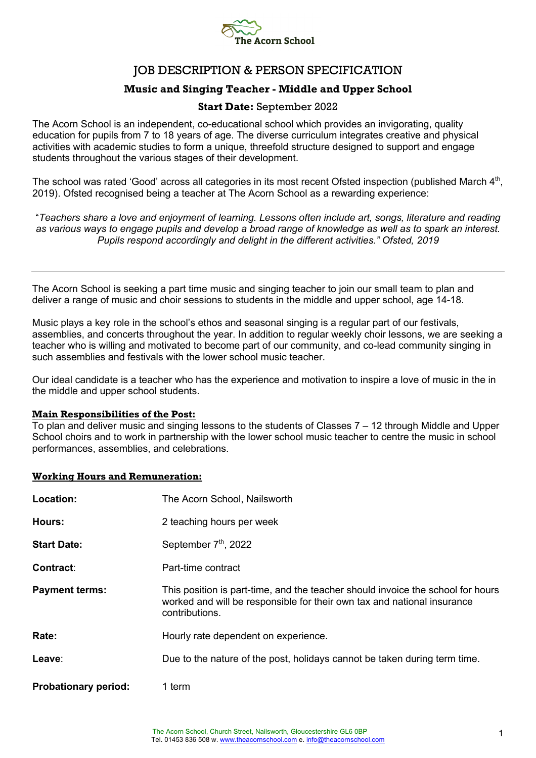The Acorn School

# JOB DESCRIPTION & PERSON SPECIFICATION

## Music and Singing Teacher - Middle and Upper School

**Start Date:** September 2022

The Acorn School is an independent, co-educational school which provides an invigorating, quality education for pupils from 7 to 18 years of age. The diverse curriculum integrates creative and physical activities with academic studies to form a unique, threefold structure designed to support and engage students throughout the various stages of their development.

The school was rated 'Good' across all categories in its most recent Ofsted inspection (published March 4th, 2019). Ofsted recognised being a teacher at The Acorn School as a rewarding experience:

"*Teachers share a love and enjoyment of learning. Lessons often include art, songs, literature and reading as various ways to engage pupils and develop a broad range of knowledge as well as to spark an interest. Pupils respond accordingly and delight in the different activities." Ofsted, 2019*

---

The Acorn School is seeking a part time music and singing teacher to join our small team to plan and deliver a range of music and choir sessions to students in the middle and upper school, age 14-18.

Music plays a key role in the school's ethos and seasonal singing is a regular part of our festivals, assemblies, and concerts throughout the year. In addition to regular weekly choir lessons, we are seeking a teacher who is willing and motivated to become part of our community, and co-lead community singing in such assemblies and festivals with the lower school music teacher.

Our ideal candidate is a teacher who has the experience and motivation to inspire a love of music in the in the middle and upper school students.

**Main Responsibilities of the Post:**
To plan and deliver music and singing lessons to the students of Classes 7 – 12 through Middle and Upper School choirs and to work in partnership with the lower school music teacher to centre the music in school performances, assemblies, and celebrations.

**Working Hours and Remuneration:**

| | |
|---|---|
| **Location:** | The Acorn School, Nailsworth |
| **Hours:** | 2 teaching hours per week |
| **Start Date:** | September 7th, 2022 |
| **Contract**: | Part-time contract |
| **Payment terms:** | This position is part-time, and the teacher should invoice the school for hours worked and will be responsible for their own tax and national insurance contributions. |
| **Rate:** | Hourly rate dependent on experience. |
| **Leave**: | Due to the nature of the post, holidays cannot be taken during term time. |
| **Probationary period:** | 1 term |

The Acorn School, Church Street, Nailsworth, Gloucestershire GL6 0BP
Tel. 01453 836 508 w. www.theacornschool.com e. info@theacornschool.com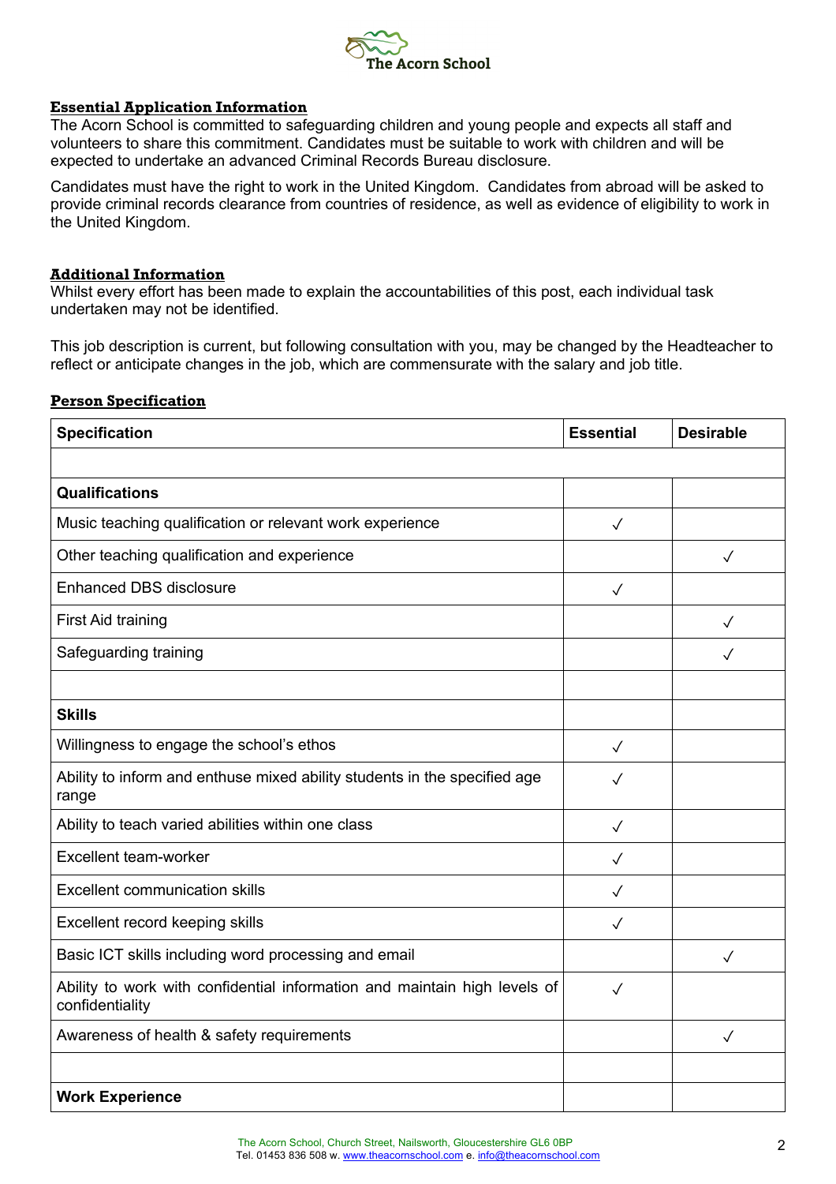**Essential Application Information**

The Acorn School is committed to safeguarding children and young people and expects all staff and volunteers to share this commitment. Candidates must be suitable to work with children and will be expected to undertake an advanced Criminal Records Bureau disclosure.

Candidates must have the right to work in the United Kingdom. Candidates from abroad will be asked to provide criminal records clearance from countries of residence, as well as evidence of eligibility to work in the United Kingdom.

**Additional Information**

Whilst every effort has been made to explain the accountabilities of this post, each individual task undertaken may not be identified.

This job description is current, but following consultation with you, may be changed by the Headteacher to reflect or anticipate changes in the job, which are commensurate with the salary and job title.

**Person Specification**

| Specification | Essential | Desirable |
|---|---|---|
| | | |
| **Qualifications** | | |
| Music teaching qualification or relevant work experience | ✓ | |
| Other teaching qualification and experience | | ✓ |
| Enhanced DBS disclosure | ✓ | |
| First Aid training | | ✓ |
| Safeguarding training | | ✓ |
| | | |
| **Skills** | | |
| Willingness to engage the school's ethos | ✓ | |
| Ability to inform and enthuse mixed ability students in the specified age range | ✓ | |
| Ability to teach varied abilities within one class | ✓ | |
| Excellent team-worker | ✓ | |
| Excellent communication skills | ✓ | |
| Excellent record keeping skills | ✓ | |
| Basic ICT skills including word processing and email | | ✓ |
| Ability to work with confidential information and maintain high levels of confidentiality | ✓ | |
| Awareness of health & safety requirements | | ✓ |
| | | |
| **Work Experience** | | |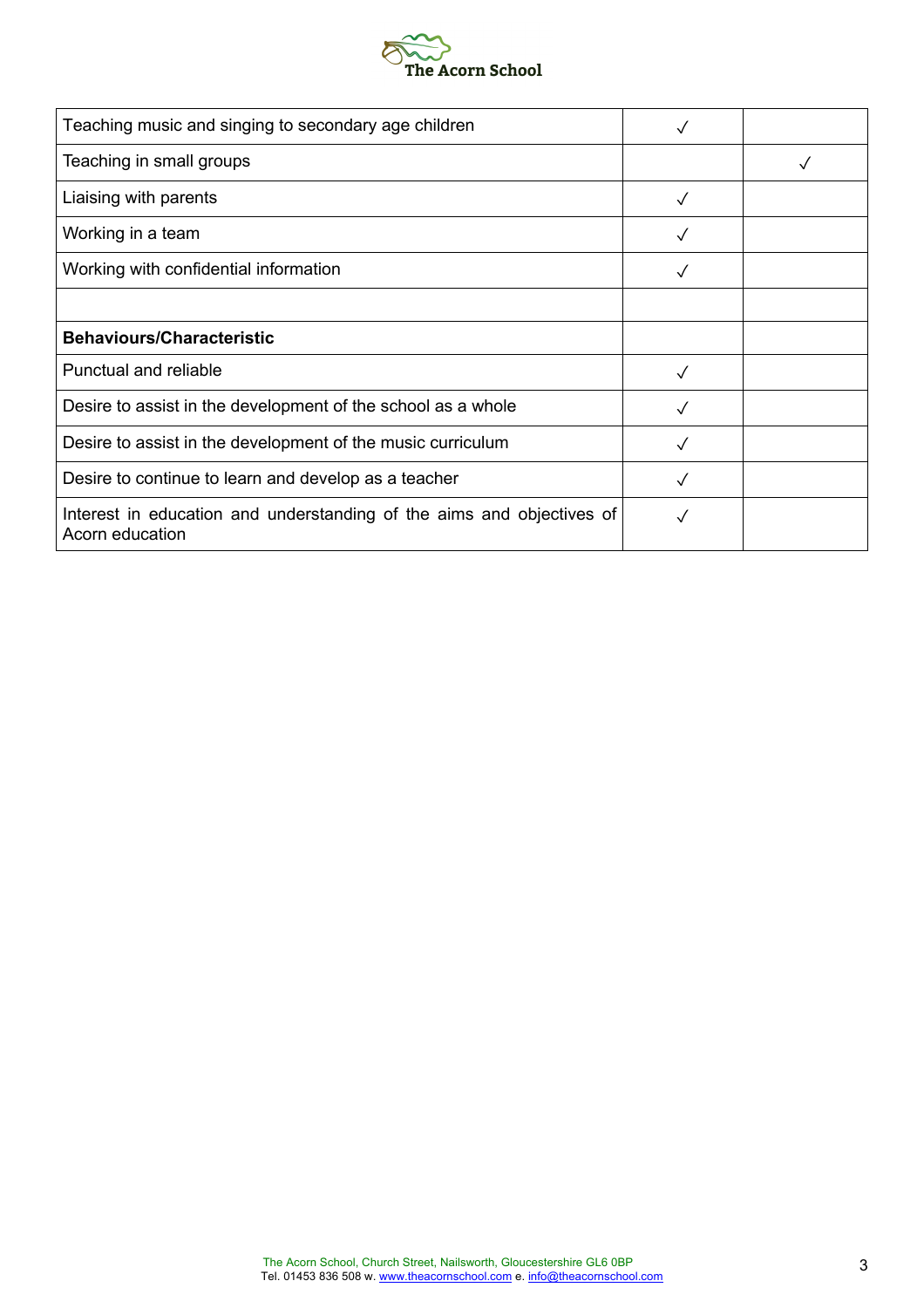| | | |
|---|---|---|
| Teaching music and singing to secondary age children | ✓ | |
| Teaching in small groups | | ✓ |
| Liaising with parents | ✓ | |
| Working in a team | ✓ | |
| Working with confidential information | ✓ | |
| | | |
| **Behaviours/Characteristic** | | |
| Punctual and reliable | ✓ | |
| Desire to assist in the development of the school as a whole | ✓ | |
| Desire to assist in the development of the music curriculum | ✓ | |
| Desire to continue to learn and develop as a teacher | ✓ | |
| Interest in education and understanding of the aims and objectives of Acorn education | ✓ | |